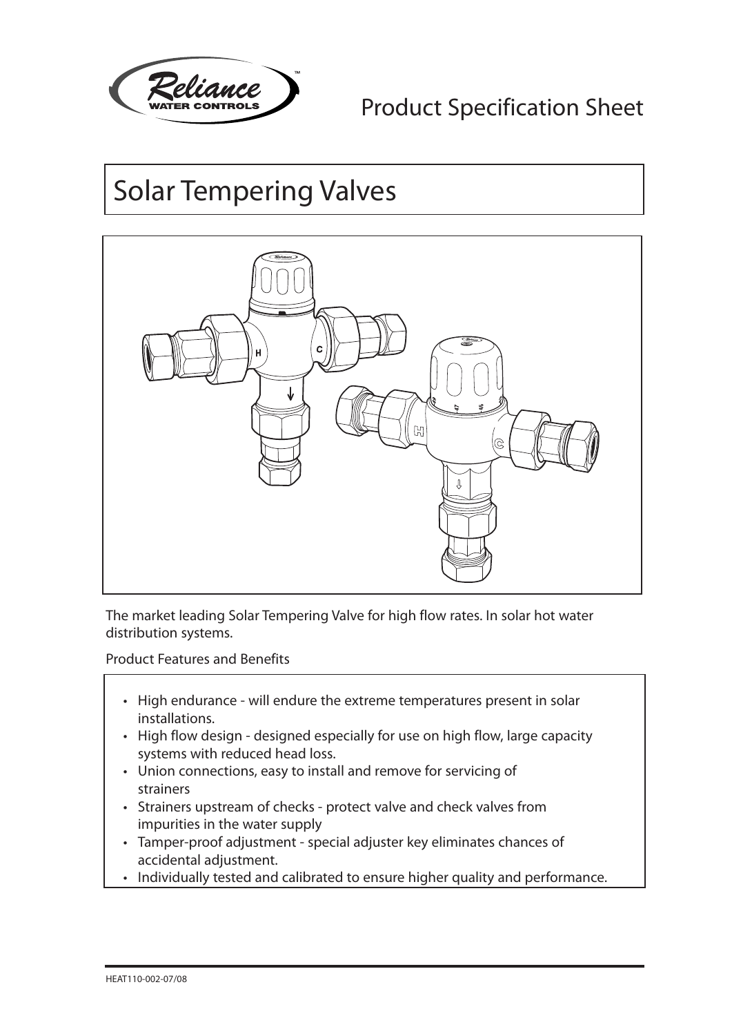Product Specification Sheet

# Solar Tempering Valves

The market leading Solar Tempering Valve for high flow rates. In solar hot water distribution systems.

Product Features and Benefits

- High endurance - will endure the extreme temperatures present in solar installations.
- High flow design - designed especially for use on high flow, large capacity systems with reduced head loss.
- Union connections, easy to install and remove for servicing of strainers
- Strainers upstream of checks - protect valve and check valves from impurities in the water supply
- Tamper-proof adjustment - special adjuster key eliminates chances of accidental adjustment.
- Individually tested and calibrated to ensure higher quality and performance.

HEAT110-002-07/08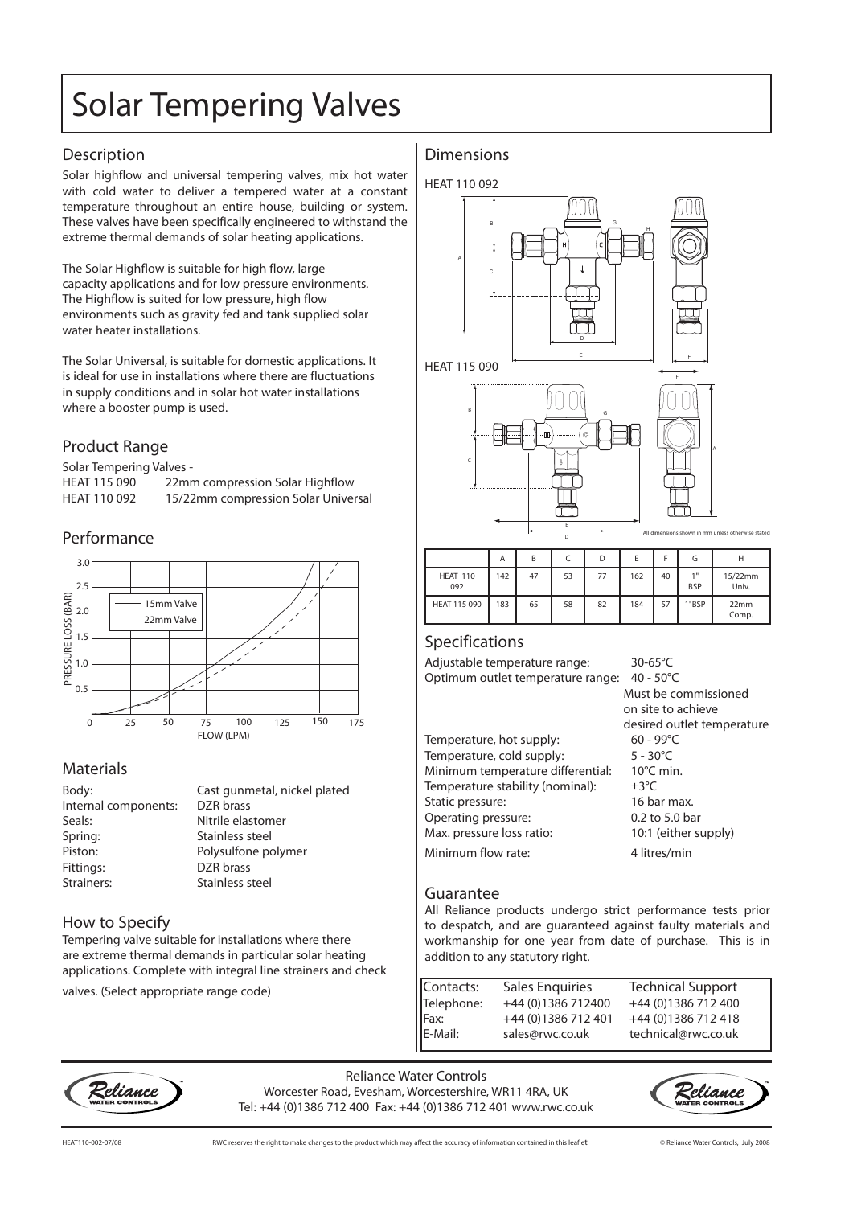# Solar Tempering Valves

## Description

Solar highflow and universal tempering valves, mix hot water with cold water to deliver a tempered water at a constant temperature throughout an entire house, building or system. These valves have been specifically engineered to withstand the extreme thermal demands of solar heating applications.

The Solar Highflow is suitable for high flow, large capacity applications and for low pressure environments. The Highflow is suited for low pressure, high flow environments such as gravity fed and tank supplied solar water heater installations.

The Solar Universal, is suitable for domestic applications. It is ideal for use in installations where there are fluctuations in supply conditions and in solar hot water installations where a booster pump is used.

## Product Range

Solar Tempering Valves -

HEAT 115 090 22mm compression Solar Highflow

HEAT 110 092 15/22mm compression Solar Universal

## Performance

PRESSURE LOSS (BAR)

3.0
2.5
2.0
1.5
1.0
0.5

15mm Valve
22mm Valve

0 25 50 75 100 125 150 175

FLOW (LPM)

## Materials

| | |
|---|---|
| Body: | Cast gunmetal, nickel plated |
| Internal components: | DZR brass |
| Seals: | Nitrile elastomer |
| Spring: | Stainless steel |
| Piston: | Polysulfone polymer |
| Fittings: | DZR brass |
| Strainers: | Stainless steel |

## How to Specify

Tempering valve suitable for installations where there are extreme thermal demands in particular solar heating applications. Complete with integral line strainers and check valves. (Select appropriate range code)

## Dimensions

HEAT 110 092

HEAT 115 090

All dimensions shown in mm unless otherwise stated

| | A | B | C | D | E | F | G | H |
|---|---|---|---|---|---|---|---|---|
| HEAT 110 092 | 142 | 47 | 53 | 77 | 162 | 40 | 1" BSP | 15/22mm Univ. |
| HEAT 115 090 | 183 | 65 | 58 | 82 | 184 | 57 | 1"BSP | 22mm Comp. |

## Specifications

| | |
|---|---|
| Adjustable temperature range: | 30-65°C |
| Optimum outlet temperature range: | 40 - 50°C<br>Must be commissioned on site to achieve desired outlet temperature |
| Temperature, hot supply: | 60 - 99°C |
| Temperature, cold supply: | 5 - 30°C |
| Minimum temperature differential: | 10°C min. |
| Temperature stability (nominal): | ±3°C |
| Static pressure: | 16 bar max. |
| Operating pressure: | 0.2 to 5.0 bar |
| Max. pressure loss ratio: | 10:1 (either supply) |
| Minimum flow rate: | 4 litres/min |

## Guarantee

All Reliance products undergo strict performance tests prior to despatch, and are guaranteed against faulty materials and workmanship for one year from date of purchase. This is in addition to any statutory right.

| Contacts: | Sales Enquiries | Technical Support |
|---|---|---|
| Telephone: | +44 (0)1386 712400 | +44 (0)1386 712 400 |
| Fax: | +44 (0)1386 712 401 | +44 (0)1386 712 418 |
| E-Mail: | sales@rwc.co.uk | technical@rwc.co.uk |

Reliance Water Controls
Worcester Road, Evesham, Worcestershire, WR11 4RA, UK
Tel: +44 (0)1386 712 400 Fax: +44 (0)1386 712 401 www.rwc.co.uk

HEAT110-002-07/08 RWC reserves the right to make changes to the product which may affect the accuracy of information contained in this leaflet © Reliance Water Controls, July 2008